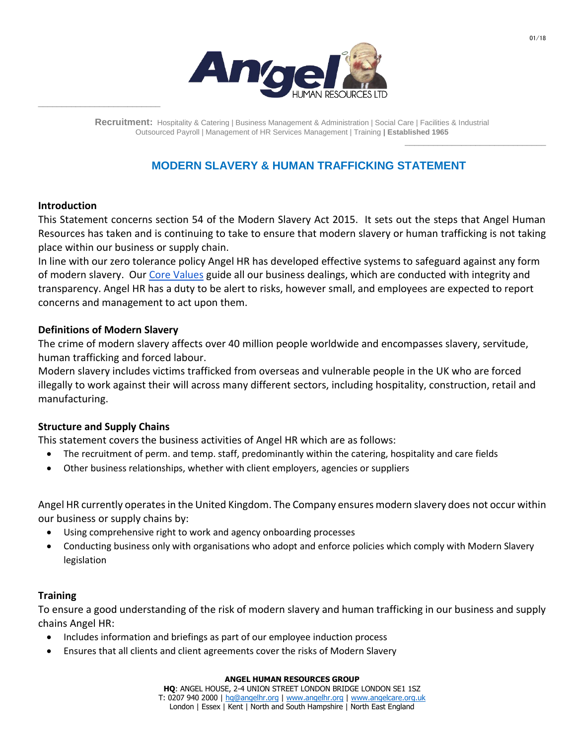**Recruitment:** Hospitality & Catering | Business Management & Administration | Social Care | Facilities & Industrial
Outsourced Payroll | Management of HR Services Management | Training | **Established 1965**

# MODERN SLAVERY & HUMAN TRAFFICKING STATEMENT

## Introduction

This Statement concerns section 54 of the Modern Slavery Act 2015. It sets out the steps that Angel Human Resources has taken and is continuing to take to ensure that modern slavery or human trafficking is not taking place within our business or supply chain.

In line with our zero tolerance policy Angel HR has developed effective systems to safeguard against any form of modern slavery. Our Core Values guide all our business dealings, which are conducted with integrity and transparency. Angel HR has a duty to be alert to risks, however small, and employees are expected to report concerns and management to act upon them.

## Definitions of Modern Slavery

The crime of modern slavery affects over 40 million people worldwide and encompasses slavery, servitude, human trafficking and forced labour.

Modern slavery includes victims trafficked from overseas and vulnerable people in the UK who are forced illegally to work against their will across many different sectors, including hospitality, construction, retail and manufacturing.

## Structure and Supply Chains

This statement covers the business activities of Angel HR which are as follows:

- The recruitment of perm. and temp. staff, predominantly within the catering, hospitality and care fields
- Other business relationships, whether with client employers, agencies or suppliers

Angel HR currently operates in the United Kingdom. The Company ensures modern slavery does not occur within our business or supply chains by:

- Using comprehensive right to work and agency onboarding processes
- Conducting business only with organisations who adopt and enforce policies which comply with Modern Slavery legislation

## Training

To ensure a good understanding of the risk of modern slavery and human trafficking in our business and supply chains Angel HR:

- Includes information and briefings as part of our employee induction process
- Ensures that all clients and client agreements cover the risks of Modern Slavery

**ANGEL HUMAN RESOURCES GROUP**
**HQ**: ANGEL HOUSE, 2-4 UNION STREET LONDON BRIDGE LONDON SE1 1SZ
T: 0207 940 2000 | hq@angelhr.org | www.angelhr.org | www.angelcare.org.uk
London | Essex | Kent | North and South Hampshire | North East England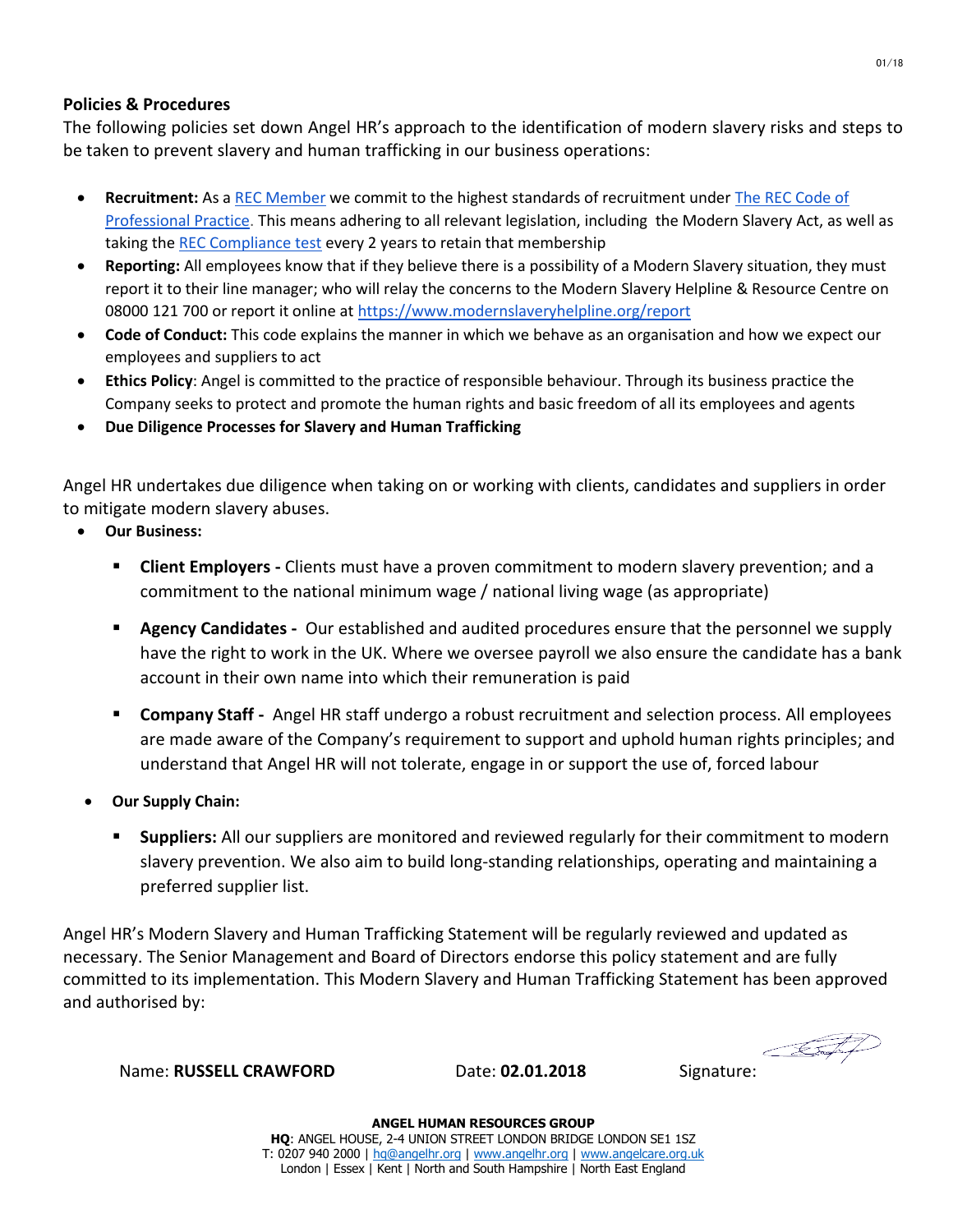**Policies & Procedures**

The following policies set down Angel HR's approach to the identification of modern slavery risks and steps to be taken to prevent slavery and human trafficking in our business operations:

- **Recruitment:** As a REC Member we commit to the highest standards of recruitment under The REC Code of Professional Practice. This means adhering to all relevant legislation, including the Modern Slavery Act, as well as taking the REC Compliance test every 2 years to retain that membership
- **Reporting:** All employees know that if they believe there is a possibility of a Modern Slavery situation, they must report it to their line manager; who will relay the concerns to the Modern Slavery Helpline & Resource Centre on 08000 121 700 or report it online at https://www.modernslaveryhelpline.org/report
- **Code of Conduct:** This code explains the manner in which we behave as an organisation and how we expect our employees and suppliers to act
- **Ethics Policy**: Angel is committed to the practice of responsible behaviour. Through its business practice the Company seeks to protect and promote the human rights and basic freedom of all its employees and agents
- **Due Diligence Processes for Slavery and Human Trafficking**

Angel HR undertakes due diligence when taking on or working with clients, candidates and suppliers in order to mitigate modern slavery abuses.

- **Our Business:**
  - **Client Employers -** Clients must have a proven commitment to modern slavery prevention; and a commitment to the national minimum wage / national living wage (as appropriate)
  - **Agency Candidates -** Our established and audited procedures ensure that the personnel we supply have the right to work in the UK. Where we oversee payroll we also ensure the candidate has a bank account in their own name into which their remuneration is paid
  - **Company Staff -** Angel HR staff undergo a robust recruitment and selection process. All employees are made aware of the Company's requirement to support and uphold human rights principles; and understand that Angel HR will not tolerate, engage in or support the use of, forced labour
- **Our Supply Chain:**
  - **Suppliers:** All our suppliers are monitored and reviewed regularly for their commitment to modern slavery prevention. We also aim to build long-standing relationships, operating and maintaining a preferred supplier list.

Angel HR's Modern Slavery and Human Trafficking Statement will be regularly reviewed and updated as necessary. The Senior Management and Board of Directors endorse this policy statement and are fully committed to its implementation. This Modern Slavery and Human Trafficking Statement has been approved and authorised by:

Name: **RUSSELL CRAWFORD** Date: **02.01.2018** Signature:

**ANGEL HUMAN RESOURCES GROUP**
**HQ**: ANGEL HOUSE, 2-4 UNION STREET LONDON BRIDGE LONDON SE1 1SZ
T: 0207 940 2000 | hq@angelhr.org | www.angelhr.org | www.angelcare.org.uk
London | Essex | Kent | North and South Hampshire | North East England